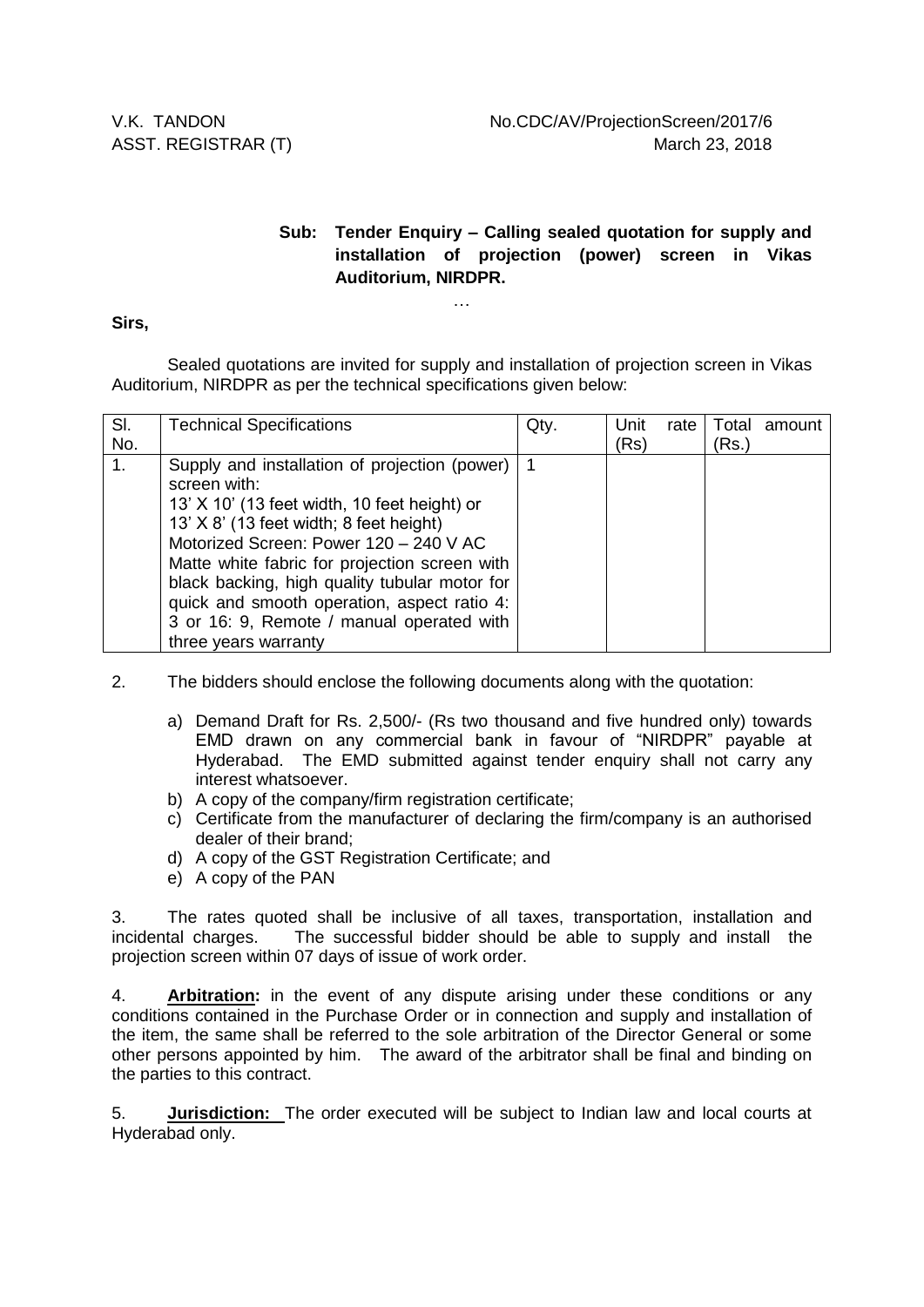V.K. TANDON
ASST. REGISTRAR (T)

No.CDC/AV/ProjectionScreen/2017/6
March 23, 2018

**Sub: Tender Enquiry – Calling sealed quotation for supply and installation of projection (power) screen in Vikas Auditorium, NIRDPR.**

…

**Sirs,**

Sealed quotations are invited for supply and installation of projection screen in Vikas Auditorium, NIRDPR as per the technical specifications given below:

| Sl. No. | Technical Specifications | Qty. | Unit rate (Rs) | Total amount (Rs.) |
|---|---|---|---|---|
| 1. | Supply and installation of projection (power) screen with:<br>13' X 10' (13 feet width, 10 feet height) or<br>13' X 8' (13 feet width; 8 feet height)<br>Motorized Screen: Power 120 – 240 V AC<br>Matte white fabric for projection screen with black backing, high quality tubular motor for quick and smooth operation, aspect ratio 4: 3 or 16: 9, Remote / manual operated with three years warranty | 1 | | |

2. The bidders should enclose the following documents along with the quotation:

   a) Demand Draft for Rs. 2,500/- (Rs two thousand and five hundred only) towards EMD drawn on any commercial bank in favour of "NIRDPR" payable at Hyderabad. The EMD submitted against tender enquiry shall not carry any interest whatsoever.
   b) A copy of the company/firm registration certificate;
   c) Certificate from the manufacturer of declaring the firm/company is an authorised dealer of their brand;
   d) A copy of the GST Registration Certificate; and
   e) A copy of the PAN

3. The rates quoted shall be inclusive of all taxes, transportation, installation and incidental charges. The successful bidder should be able to supply and install the projection screen within 07 days of issue of work order.

4. **Arbitration:** in the event of any dispute arising under these conditions or any conditions contained in the Purchase Order or in connection and supply and installation of the item, the same shall be referred to the sole arbitration of the Director General or some other persons appointed by him. The award of the arbitrator shall be final and binding on the parties to this contract.

5. **Jurisdiction:** The order executed will be subject to Indian law and local courts at Hyderabad only.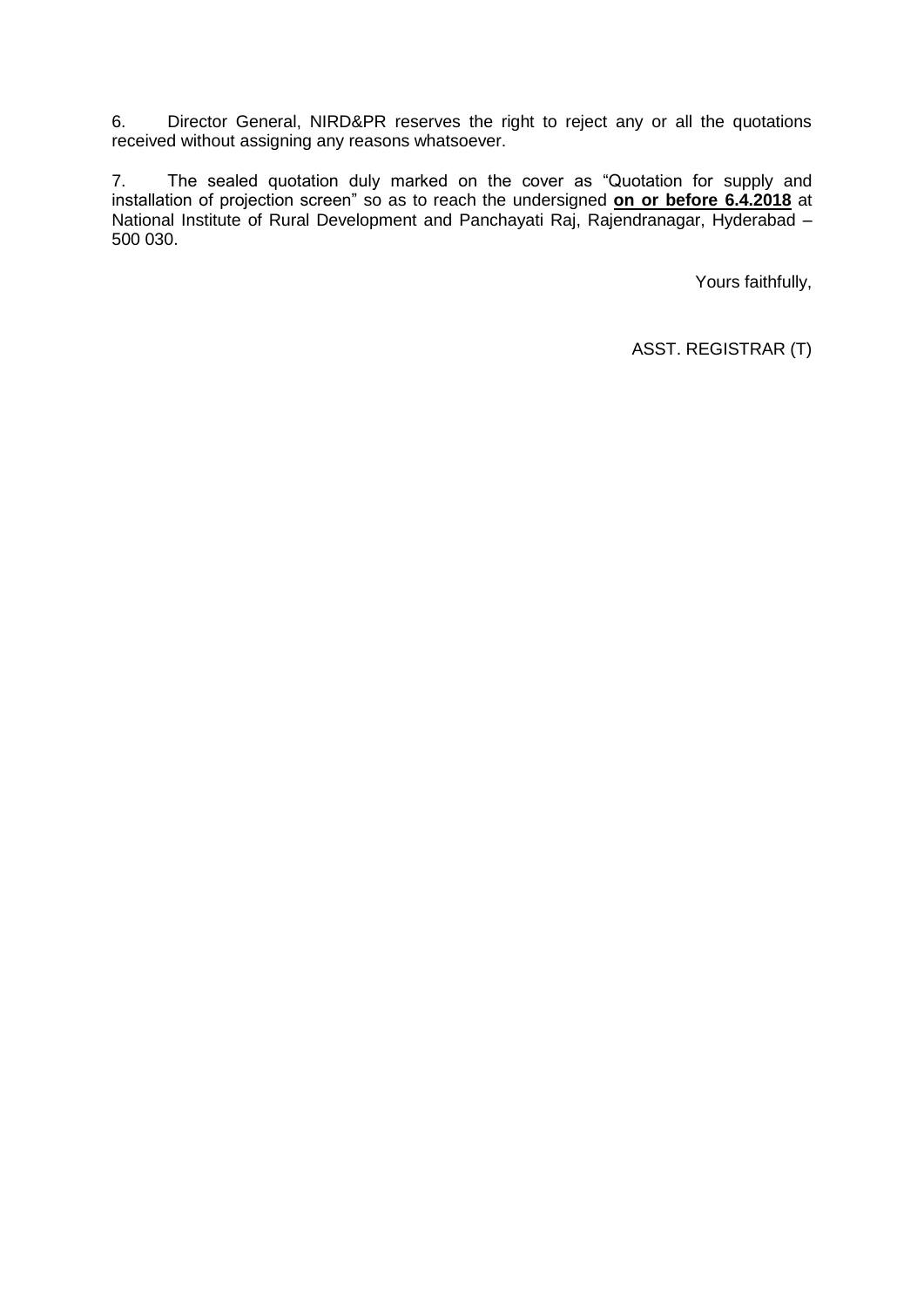6. Director General, NIRD&PR reserves the right to reject any or all the quotations received without assigning any reasons whatsoever.

7. The sealed quotation duly marked on the cover as "Quotation for supply and installation of projection screen" so as to reach the undersigned **<u>on or before 6.4.2018</u>** at National Institute of Rural Development and Panchayati Raj, Rajendranagar, Hyderabad – 500 030.

Yours faithfully,

ASST. REGISTRAR (T)